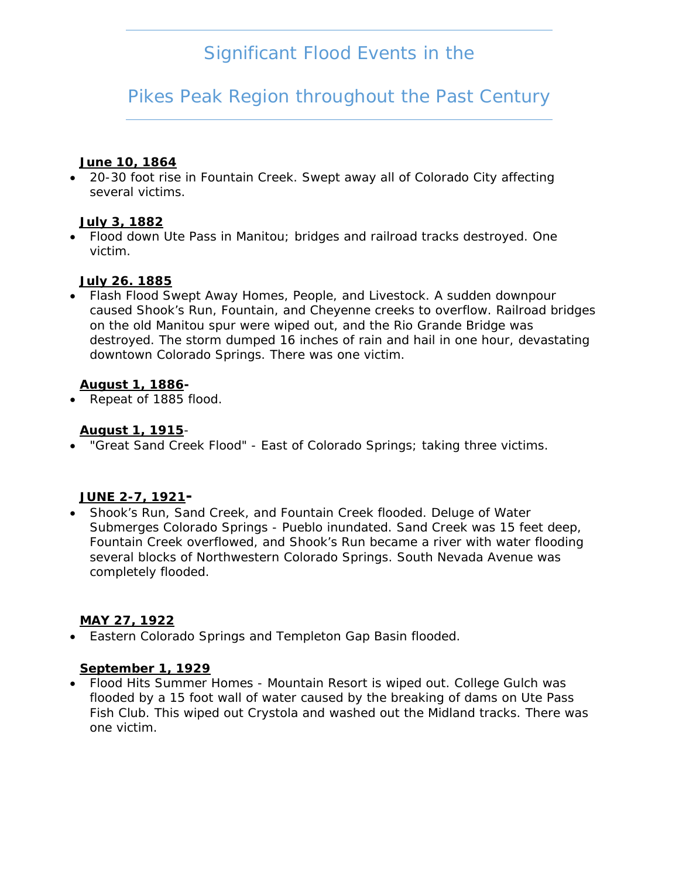# Significant Flood Events in the Pikes Peak Region throughout the Past Century

**June 10, 1864**

- 20-30 foot rise in Fountain Creek. Swept away all of Colorado City affecting several victims.

**July 3, 1882**

- Flood down Ute Pass in Manitou; bridges and railroad tracks destroyed. One victim.

**July 26. 1885**

- Flash Flood Swept Away Homes, People, and Livestock. A sudden downpour caused Shook's Run, Fountain, and Cheyenne creeks to overflow. Railroad bridges on the old Manitou spur were wiped out, and the Rio Grande Bridge was destroyed. The storm dumped 16 inches of rain and hail in one hour, devastating downtown Colorado Springs. There was one victim.

**August 1, 1886**-

- Repeat of 1885 flood.

**August 1, 1915**-

- "Great Sand Creek Flood" - East of Colorado Springs; taking three victims.

**JUNE 2-7, 1921**-

- Shook's Run, Sand Creek, and Fountain Creek flooded. Deluge of Water Submerges Colorado Springs - Pueblo inundated. Sand Creek was 15 feet deep, Fountain Creek overflowed, and Shook's Run became a river with water flooding several blocks of Northwestern Colorado Springs. South Nevada Avenue was completely flooded.

**MAY 27, 1922**

- Eastern Colorado Springs and Templeton Gap Basin flooded.

**September 1, 1929**

- Flood Hits Summer Homes - Mountain Resort is wiped out. College Gulch was flooded by a 15 foot wall of water caused by the breaking of dams on Ute Pass Fish Club. This wiped out Crystola and washed out the Midland tracks. There was one victim.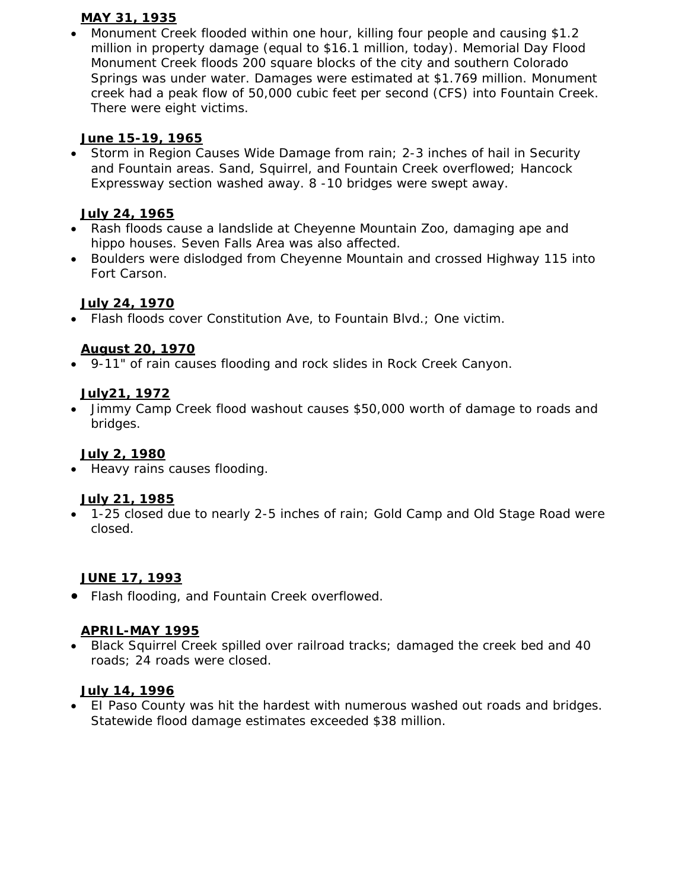**MAY 31, 1935**

- Monument Creek flooded within one hour, killing four people and causing $1.2 million in property damage (equal to $16.1 million, today). Memorial Day Flood Monument Creek floods 200 square blocks of the city and southern Colorado Springs was under water. Damages were estimated at $1.769 million. Monument creek had a peak flow of 50,000 cubic feet per second (CFS) into Fountain Creek. There were eight victims.

**June 15-19, 1965**

- Storm in Region Causes Wide Damage from rain; 2-3 inches of hail in Security and Fountain areas. Sand, Squirrel, and Fountain Creek overflowed; Hancock Expressway section washed away. 8 -10 bridges were swept away.

**July 24, 1965**

- Rash floods cause a landslide at Cheyenne Mountain Zoo, damaging ape and hippo houses. Seven Falls Area was also affected.
- Boulders were dislodged from Cheyenne Mountain and crossed Highway 115 into Fort Carson.

**July 24, 1970**

- Flash floods cover Constitution Ave, to Fountain Blvd.; One victim.

**August 20, 1970**

- 9-11" of rain causes flooding and rock slides in Rock Creek Canyon.

**July21, 1972**

- Jimmy Camp Creek flood washout causes $50,000 worth of damage to roads and bridges.

**July 2, 1980**

- Heavy rains causes flooding.

**July 21, 1985**

- 1-25 closed due to nearly 2-5 inches of rain; Gold Camp and Old Stage Road were closed.

**JUNE 17, 1993**

- Flash flooding, and Fountain Creek overflowed.

**APRIL-MAY 1995**

- Black Squirrel Creek spilled over railroad tracks; damaged the creek bed and 40 roads; 24 roads were closed.

**July 14, 1996**

- El Paso County was hit the hardest with numerous washed out roads and bridges. Statewide flood damage estimates exceeded $38 million.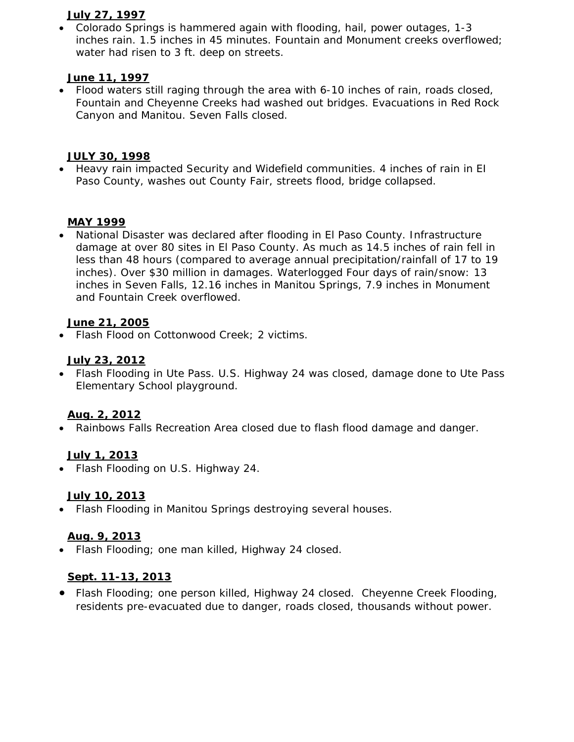**July 27, 1997**

- Colorado Springs is hammered again with flooding, hail, power outages, 1-3 inches rain. 1.5 inches in 45 minutes. Fountain and Monument creeks overflowed; water had risen to 3 ft. deep on streets.

**June 11, 1997**

- Flood waters still raging through the area with 6-10 inches of rain, roads closed, Fountain and Cheyenne Creeks had washed out bridges. Evacuations in Red Rock Canyon and Manitou. Seven Falls closed.

**JULY 30, 1998**

- Heavy rain impacted Security and Widefield communities. 4 inches of rain in El Paso County, washes out County Fair, streets flood, bridge collapsed.

**MAY 1999**

- National Disaster was declared after flooding in El Paso County. Infrastructure damage at over 80 sites in El Paso County. As much as 14.5 inches of rain fell in less than 48 hours (compared to average annual precipitation/rainfall of 17 to 19 inches). Over $30 million in damages. Waterlogged Four days of rain/snow: 13 inches in Seven Falls, 12.16 inches in Manitou Springs, 7.9 inches in Monument and Fountain Creek overflowed.

**June 21, 2005**

- Flash Flood on Cottonwood Creek; 2 victims.

**July 23, 2012**

- Flash Flooding in Ute Pass. U.S. Highway 24 was closed, damage done to Ute Pass Elementary School playground.

**Aug. 2, 2012**

- Rainbows Falls Recreation Area closed due to flash flood damage and danger.

**July 1, 2013**

- Flash Flooding on U.S. Highway 24.

**July 10, 2013**

- Flash Flooding in Manitou Springs destroying several houses.

**Aug. 9, 2013**

- Flash Flooding; one man killed, Highway 24 closed.

**Sept. 11-13, 2013**

- Flash Flooding; one person killed, Highway 24 closed. Cheyenne Creek Flooding, residents pre-evacuated due to danger, roads closed, thousands without power.